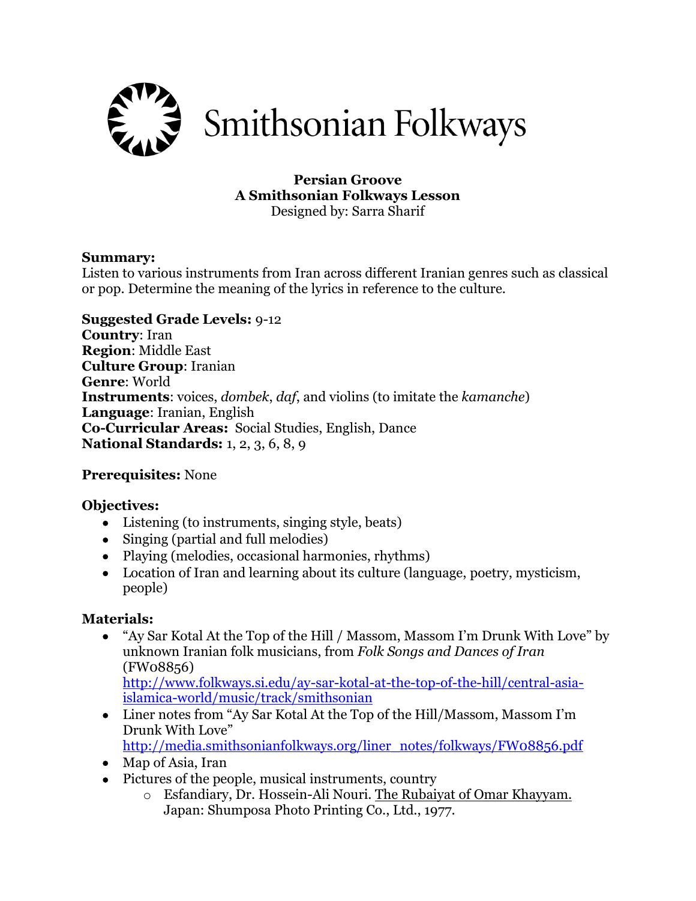Smithsonian Folkways

**Persian Groove**
**A Smithsonian Folkways Lesson**
Designed by: Sarra Sharif

**Summary:**
Listen to various instruments from Iran across different Iranian genres such as classical or pop. Determine the meaning of the lyrics in reference to the culture.

**Suggested Grade Levels:** 9-12
**Country**: Iran
**Region**: Middle East
**Culture Group**: Iranian
**Genre**: World
**Instruments**: voices, *dombek*, *daf*, and violins (to imitate the *kamanche*)
**Language**: Iranian, English
**Co-Curricular Areas:** Social Studies, English, Dance
**National Standards:** 1, 2, 3, 6, 8, 9

**Prerequisites:** None

**Objectives:**

- Listening (to instruments, singing style, beats)
- Singing (partial and full melodies)
- Playing (melodies, occasional harmonies, rhythms)
- Location of Iran and learning about its culture (language, poetry, mysticism, people)

**Materials:**

- "Ay Sar Kotal At the Top of the Hill / Massom, Massom I'm Drunk With Love" by unknown Iranian folk musicians, from *Folk Songs and Dances of Iran* (FW08856) http://www.folkways.si.edu/ay-sar-kotal-at-the-top-of-the-hill/central-asia-islamica-world/music/track/smithsonian
- Liner notes from "Ay Sar Kotal At the Top of the Hill/Massom, Massom I'm Drunk With Love" http://media.smithsonianfolkways.org/liner_notes/folkways/FW08856.pdf
- Map of Asia, Iran
- Pictures of the people, musical instruments, country
    - Esfandiary, Dr. Hossein-Ali Nouri. The Rubaiyat of Omar Khayyam. Japan: Shumposa Photo Printing Co., Ltd., 1977.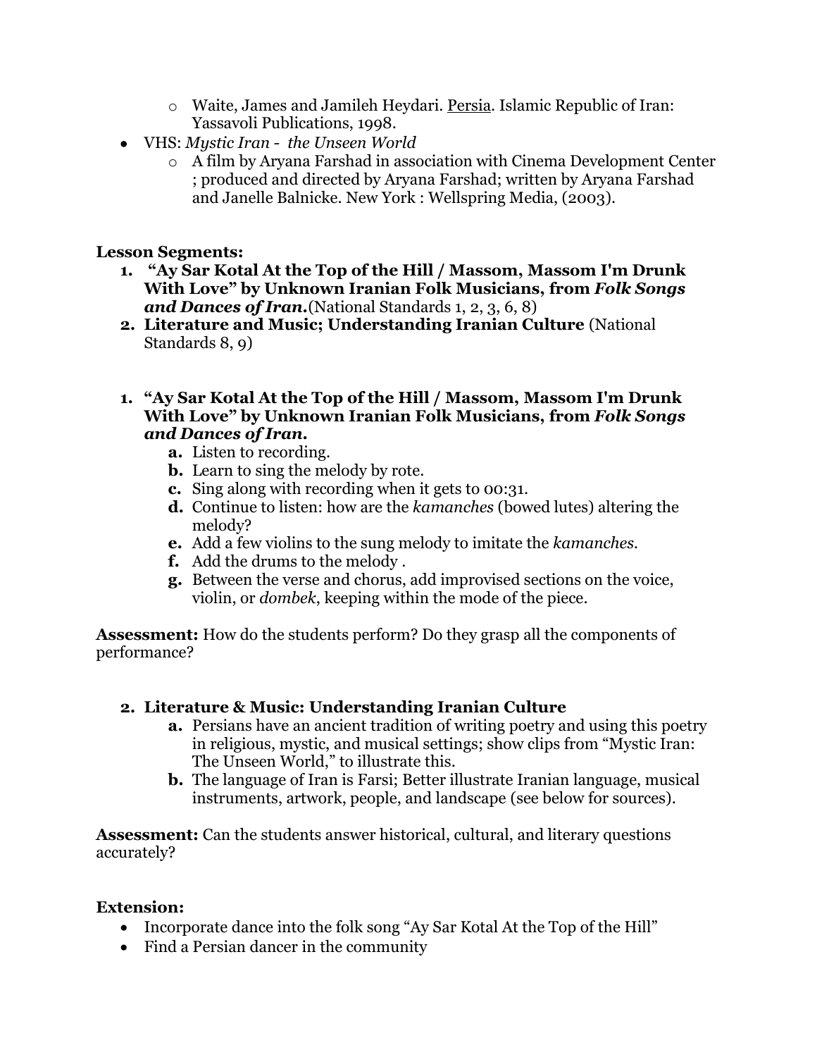- Waite, James and Jamileh Heydari. Persia. Islamic Republic of Iran: Yassavoli Publications, 1998.
- VHS: *Mystic Iran - the Unseen World*
  - A film by Aryana Farshad in association with Cinema Development Center ; produced and directed by Aryana Farshad; written by Aryana Farshad and Janelle Balnicke. New York : Wellspring Media, (2003).

**Lesson Segments:**

1. **"Ay Sar Kotal At the Top of the Hill / Massom, Massom I'm Drunk With Love" by Unknown Iranian Folk Musicians, from *Folk Songs and Dances of Iran*.**(National Standards 1, 2, 3, 6, 8)
2. **Literature and Music; Understanding Iranian Culture** (National Standards 8, 9)

1. **"Ay Sar Kotal At the Top of the Hill / Massom, Massom I'm Drunk With Love" by Unknown Iranian Folk Musicians, from *Folk Songs and Dances of Iran*.**
   a. Listen to recording.
   b. Learn to sing the melody by rote.
   c. Sing along with recording when it gets to 00:31.
   d. Continue to listen: how are the *kamanches* (bowed lutes) altering the melody?
   e. Add a few violins to the sung melody to imitate the *kamanches*.
   f. Add the drums to the melody .
   g. Between the verse and chorus, add improvised sections on the voice, violin, or *dombek*, keeping within the mode of the piece.

**Assessment:** How do the students perform? Do they grasp all the components of performance?

2. **Literature & Music: Understanding Iranian Culture**
   a. Persians have an ancient tradition of writing poetry and using this poetry in religious, mystic, and musical settings; show clips from "Mystic Iran: The Unseen World," to illustrate this.
   b. The language of Iran is Farsi; Better illustrate Iranian language, musical instruments, artwork, people, and landscape (see below for sources).

**Assessment:** Can the students answer historical, cultural, and literary questions accurately?

**Extension:**

- Incorporate dance into the folk song "Ay Sar Kotal At the Top of the Hill"
- Find a Persian dancer in the community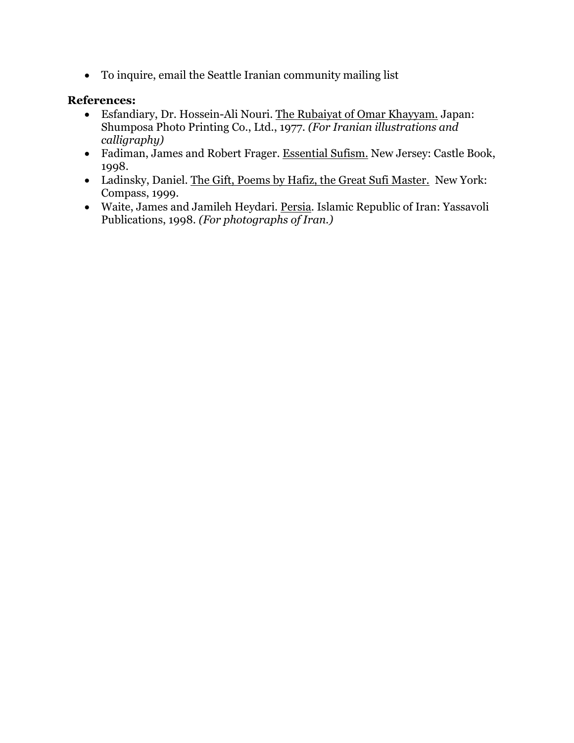- To inquire, email the Seattle Iranian community mailing list

**References:**

- Esfandiary, Dr. Hossein-Ali Nouri. The Rubaiyat of Omar Khayyam. Japan: Shumposa Photo Printing Co., Ltd., 1977. *(For Iranian illustrations and calligraphy)*
- Fadiman, James and Robert Frager. Essential Sufism. New Jersey: Castle Book, 1998.
- Ladinsky, Daniel. The Gift, Poems by Hafiz, the Great Sufi Master. New York: Compass, 1999.
- Waite, James and Jamileh Heydari. Persia. Islamic Republic of Iran: Yassavoli Publications, 1998. *(For photographs of Iran.)*